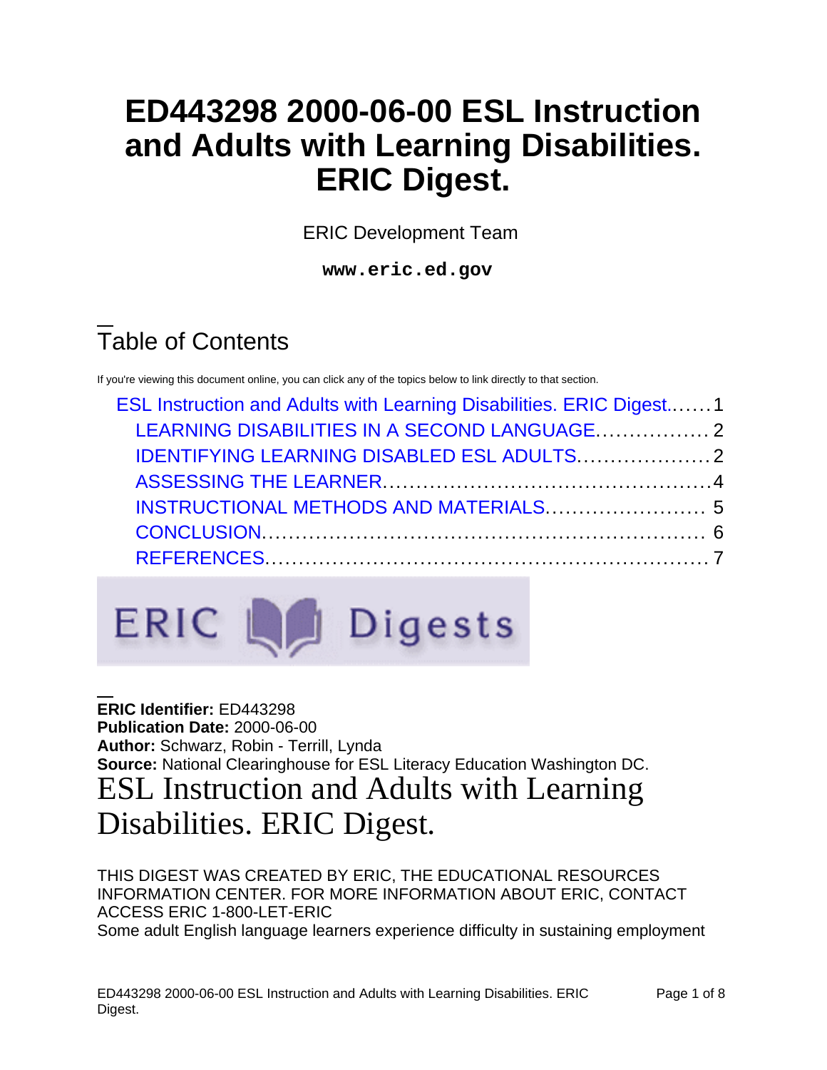# ED443298 2000-06-00 ESL Instruction and Adults with Learning Disabilities. ERIC Digest.

ERIC Development Team

**www.eric.ed.gov**

## Table of Contents

If you're viewing this document online, you can click any of the topics below to link directly to that section.

- ESL Instruction and Adults with Learning Disabilities. ERIC Digest....... 1
  - LEARNING DISABILITIES IN A SECOND LANGUAGE................. 2
  - IDENTIFYING LEARNING DISABLED ESL ADULTS.................... 2
  - ASSESSING THE LEARNER................................................ 4
  - INSTRUCTIONAL METHODS AND MATERIALS........................ 5
  - CONCLUSION.................................................................. 6
  - REFERENCES.................................................................. 7

**ERIC Identifier:** ED443298
**Publication Date:** 2000-06-00
**Author:** Schwarz, Robin - Terrill, Lynda
**Source:** National Clearinghouse for ESL Literacy Education Washington DC.

# ESL Instruction and Adults with Learning Disabilities. ERIC Digest.

THIS DIGEST WAS CREATED BY ERIC, THE EDUCATIONAL RESOURCES INFORMATION CENTER. FOR MORE INFORMATION ABOUT ERIC, CONTACT ACCESS ERIC 1-800-LET-ERIC

Some adult English language learners experience difficulty in sustaining employment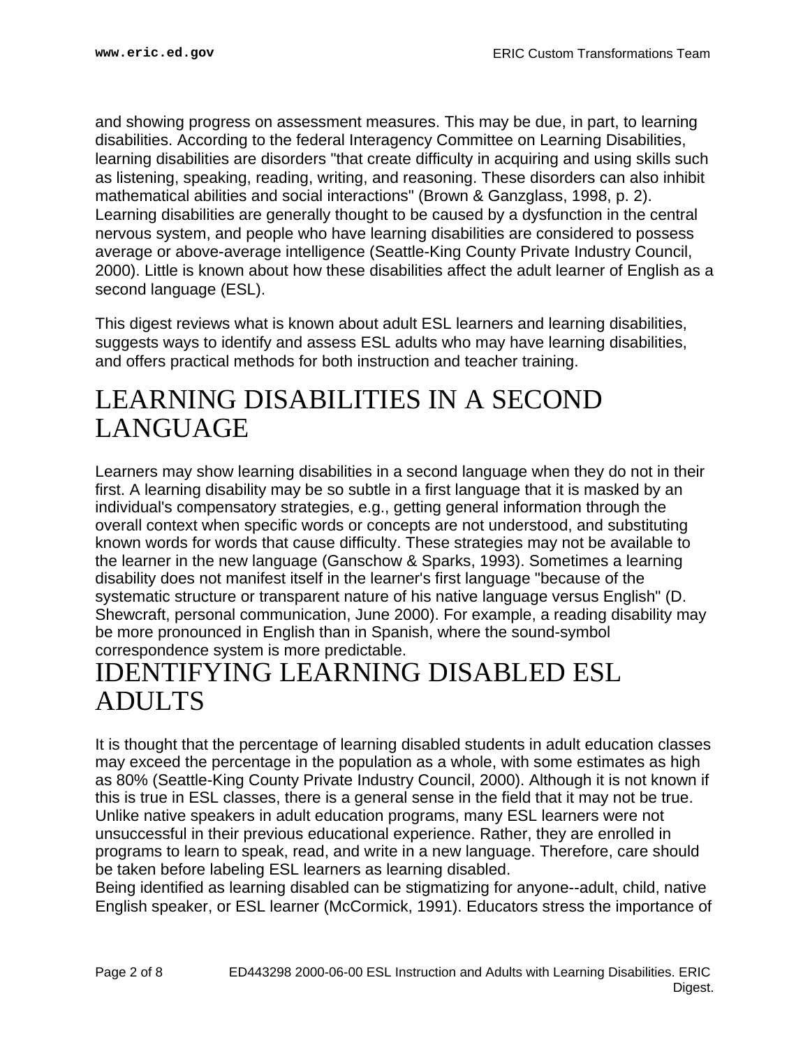and showing progress on assessment measures. This may be due, in part, to learning disabilities. According to the federal Interagency Committee on Learning Disabilities, learning disabilities are disorders "that create difficulty in acquiring and using skills such as listening, speaking, reading, writing, and reasoning. These disorders can also inhibit mathematical abilities and social interactions" (Brown & Ganzglass, 1998, p. 2). Learning disabilities are generally thought to be caused by a dysfunction in the central nervous system, and people who have learning disabilities are considered to possess average or above-average intelligence (Seattle-King County Private Industry Council, 2000). Little is known about how these disabilities affect the adult learner of English as a second language (ESL).

This digest reviews what is known about adult ESL learners and learning disabilities, suggests ways to identify and assess ESL adults who may have learning disabilities, and offers practical methods for both instruction and teacher training.

# LEARNING DISABILITIES IN A SECOND LANGUAGE

Learners may show learning disabilities in a second language when they do not in their first. A learning disability may be so subtle in a first language that it is masked by an individual's compensatory strategies, e.g., getting general information through the overall context when specific words or concepts are not understood, and substituting known words for words that cause difficulty. These strategies may not be available to the learner in the new language (Ganschow & Sparks, 1993). Sometimes a learning disability does not manifest itself in the learner's first language "because of the systematic structure or transparent nature of his native language versus English" (D. Shewcraft, personal communication, June 2000). For example, a reading disability may be more pronounced in English than in Spanish, where the sound-symbol correspondence system is more predictable.

# IDENTIFYING LEARNING DISABLED ESL ADULTS

It is thought that the percentage of learning disabled students in adult education classes may exceed the percentage in the population as a whole, with some estimates as high as 80% (Seattle-King County Private Industry Council, 2000). Although it is not known if this is true in ESL classes, there is a general sense in the field that it may not be true. Unlike native speakers in adult education programs, many ESL learners were not unsuccessful in their previous educational experience. Rather, they are enrolled in programs to learn to speak, read, and write in a new language. Therefore, care should be taken before labeling ESL learners as learning disabled.

Being identified as learning disabled can be stigmatizing for anyone--adult, child, native English speaker, or ESL learner (McCormick, 1991). Educators stress the importance of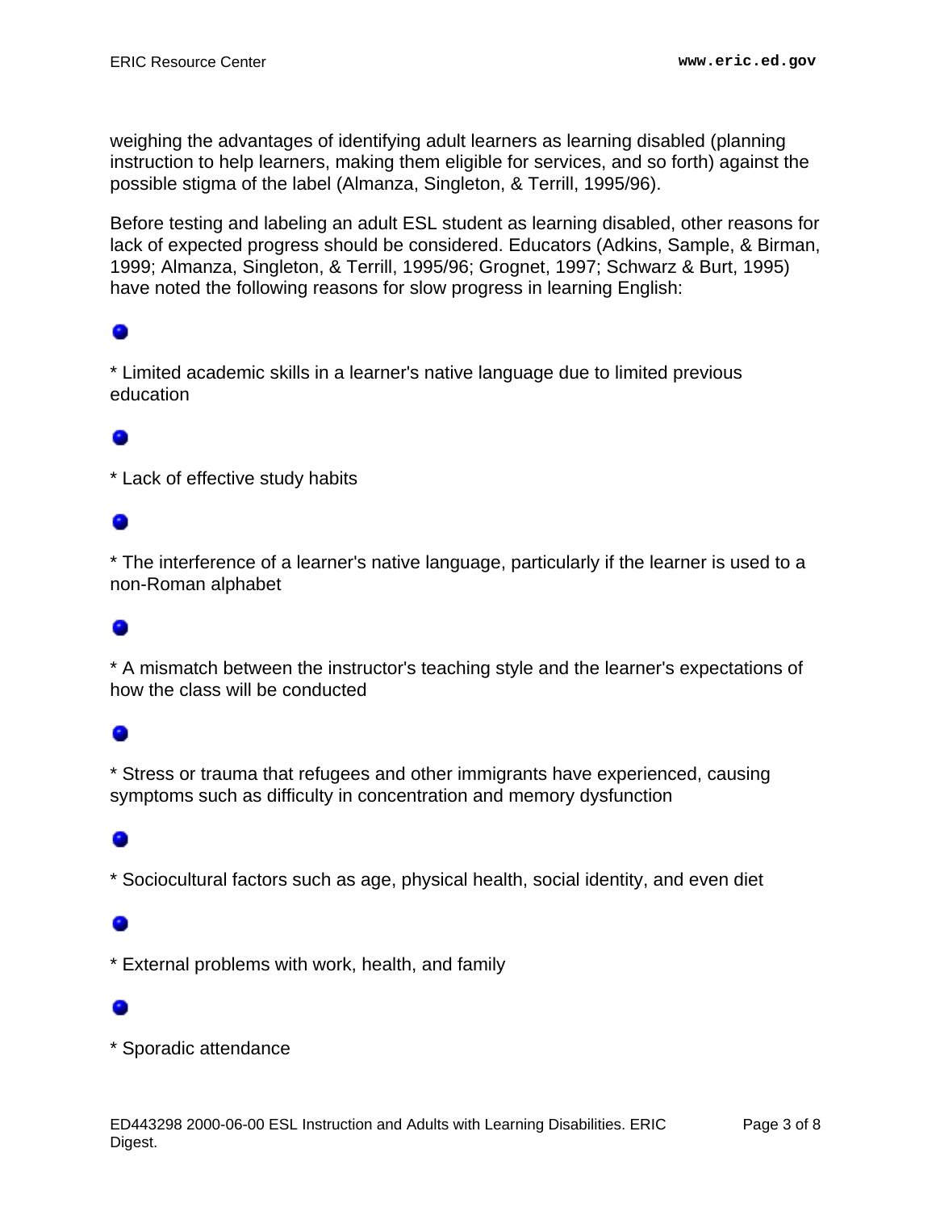weighing the advantages of identifying adult learners as learning disabled (planning instruction to help learners, making them eligible for services, and so forth) against the possible stigma of the label (Almanza, Singleton, & Terrill, 1995/96).

Before testing and labeling an adult ESL student as learning disabled, other reasons for lack of expected progress should be considered. Educators (Adkins, Sample, & Birman, 1999; Almanza, Singleton, & Terrill, 1995/96; Grognet, 1997; Schwarz & Burt, 1995) have noted the following reasons for slow progress in learning English:

- * Limited academic skills in a learner's native language due to limited previous education
- * Lack of effective study habits
- * The interference of a learner's native language, particularly if the learner is used to a non-Roman alphabet
- * A mismatch between the instructor's teaching style and the learner's expectations of how the class will be conducted
- * Stress or trauma that refugees and other immigrants have experienced, causing symptoms such as difficulty in concentration and memory dysfunction
- * Sociocultural factors such as age, physical health, social identity, and even diet
- * External problems with work, health, and family
- * Sporadic attendance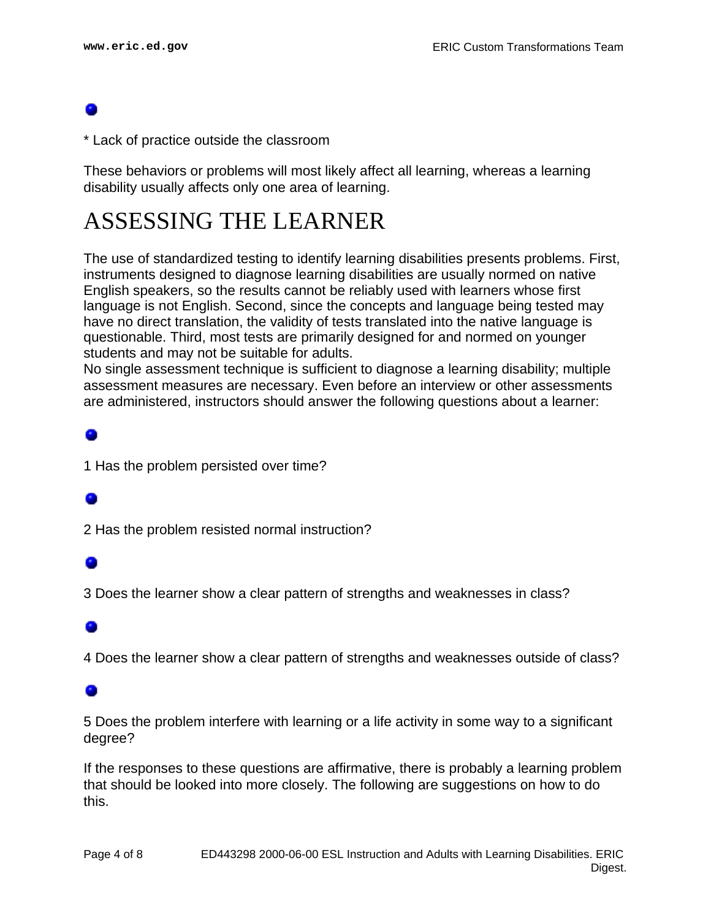* Lack of practice outside the classroom

These behaviors or problems will most likely affect all learning, whereas a learning disability usually affects only one area of learning.

# ASSESSING THE LEARNER

The use of standardized testing to identify learning disabilities presents problems. First, instruments designed to diagnose learning disabilities are usually normed on native English speakers, so the results cannot be reliably used with learners whose first language is not English. Second, since the concepts and language being tested may have no direct translation, the validity of tests translated into the native language is questionable. Third, most tests are primarily designed for and normed on younger students and may not be suitable for adults.
No single assessment technique is sufficient to diagnose a learning disability; multiple assessment measures are necessary. Even before an interview or other assessments are administered, instructors should answer the following questions about a learner:

1 Has the problem persisted over time?

2 Has the problem resisted normal instruction?

3 Does the learner show a clear pattern of strengths and weaknesses in class?

4 Does the learner show a clear pattern of strengths and weaknesses outside of class?

5 Does the problem interfere with learning or a life activity in some way to a significant degree?

If the responses to these questions are affirmative, there is probably a learning problem that should be looked into more closely. The following are suggestions on how to do this.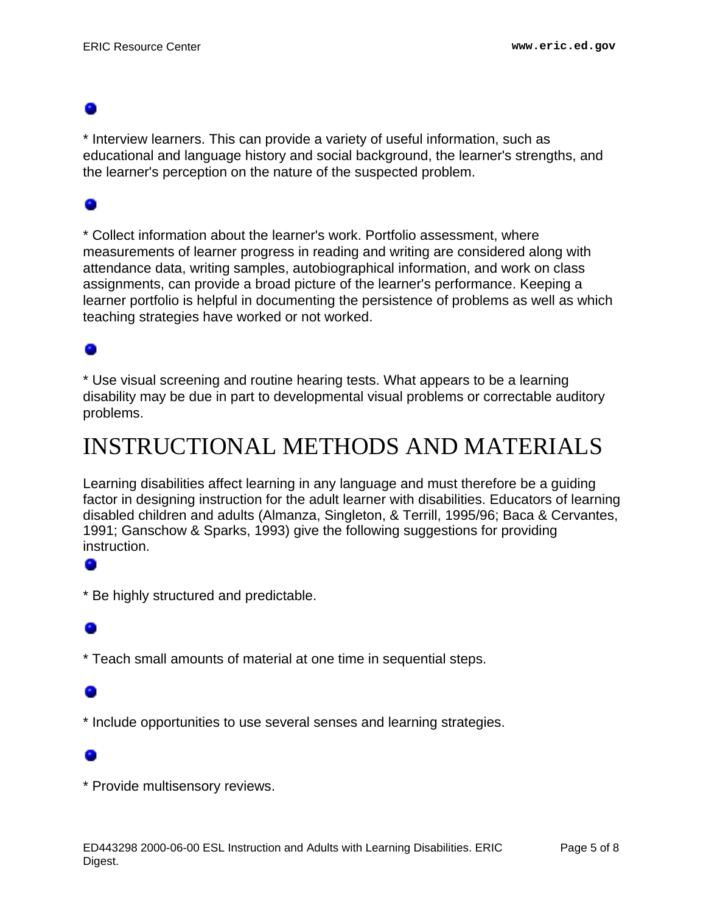* Interview learners. This can provide a variety of useful information, such as educational and language history and social background, the learner's strengths, and the learner's perception on the nature of the suspected problem.

* Collect information about the learner's work. Portfolio assessment, where measurements of learner progress in reading and writing are considered along with attendance data, writing samples, autobiographical information, and work on class assignments, can provide a broad picture of the learner's performance. Keeping a learner portfolio is helpful in documenting the persistence of problems as well as which teaching strategies have worked or not worked.

* Use visual screening and routine hearing tests. What appears to be a learning disability may be due in part to developmental visual problems or correctable auditory problems.

# INSTRUCTIONAL METHODS AND MATERIALS

Learning disabilities affect learning in any language and must therefore be a guiding factor in designing instruction for the adult learner with disabilities. Educators of learning disabled children and adults (Almanza, Singleton, & Terrill, 1995/96; Baca & Cervantes, 1991; Ganschow & Sparks, 1993) give the following suggestions for providing instruction.

* Be highly structured and predictable.

* Teach small amounts of material at one time in sequential steps.

* Include opportunities to use several senses and learning strategies.

* Provide multisensory reviews.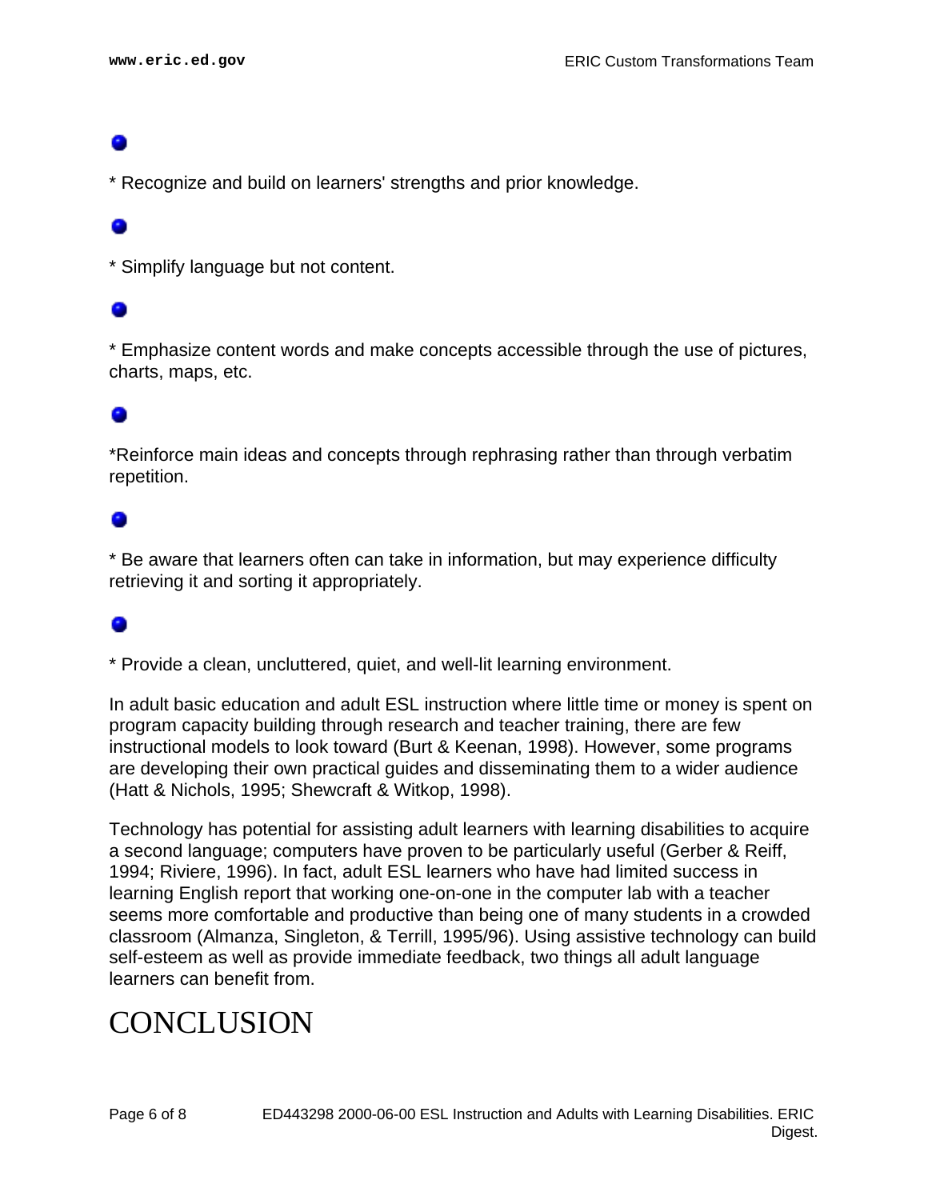* Recognize and build on learners' strengths and prior knowledge.

* Simplify language but not content.

* Emphasize content words and make concepts accessible through the use of pictures, charts, maps, etc.

*Reinforce main ideas and concepts through rephrasing rather than through verbatim repetition.

* Be aware that learners often can take in information, but may experience difficulty retrieving it and sorting it appropriately.

* Provide a clean, uncluttered, quiet, and well-lit learning environment.

In adult basic education and adult ESL instruction where little time or money is spent on program capacity building through research and teacher training, there are few instructional models to look toward (Burt & Keenan, 1998). However, some programs are developing their own practical guides and disseminating them to a wider audience (Hatt & Nichols, 1995; Shewcraft & Witkop, 1998).

Technology has potential for assisting adult learners with learning disabilities to acquire a second language; computers have proven to be particularly useful (Gerber & Reiff, 1994; Riviere, 1996). In fact, adult ESL learners who have had limited success in learning English report that working one-on-one in the computer lab with a teacher seems more comfortable and productive than being one of many students in a crowded classroom (Almanza, Singleton, & Terrill, 1995/96). Using assistive technology can build self-esteem as well as provide immediate feedback, two things all adult language learners can benefit from.

# CONCLUSION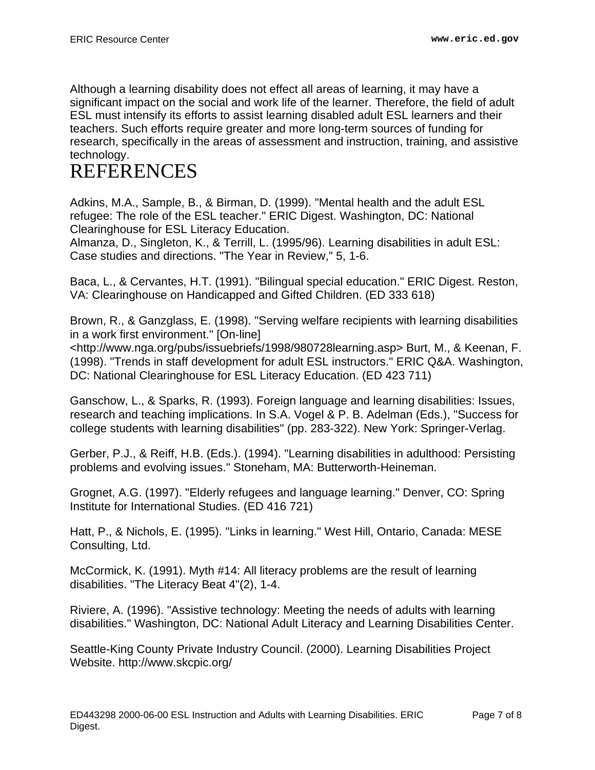Although a learning disability does not effect all areas of learning, it may have a significant impact on the social and work life of the learner. Therefore, the field of adult ESL must intensify its efforts to assist learning disabled adult ESL learners and their teachers. Such efforts require greater and more long-term sources of funding for research, specifically in the areas of assessment and instruction, training, and assistive technology.

# REFERENCES

Adkins, M.A., Sample, B., & Birman, D. (1999). "Mental health and the adult ESL refugee: The role of the ESL teacher." ERIC Digest. Washington, DC: National Clearinghouse for ESL Literacy Education.
Almanza, D., Singleton, K., & Terrill, L. (1995/96). Learning disabilities in adult ESL: Case studies and directions. "The Year in Review," 5, 1-6.

Baca, L., & Cervantes, H.T. (1991). "Bilingual special education." ERIC Digest. Reston, VA: Clearinghouse on Handicapped and Gifted Children. (ED 333 618)

Brown, R., & Ganzglass, E. (1998). "Serving welfare recipients with learning disabilities in a work first environment." [On-line] <http://www.nga.org/pubs/issuebriefs/1998/980728learning.asp> Burt, M., & Keenan, F. (1998). "Trends in staff development for adult ESL instructors." ERIC Q&A. Washington, DC: National Clearinghouse for ESL Literacy Education. (ED 423 711)

Ganschow, L., & Sparks, R. (1993). Foreign language and learning disabilities: Issues, research and teaching implications. In S.A. Vogel & P. B. Adelman (Eds.), "Success for college students with learning disabilities" (pp. 283-322). New York: Springer-Verlag.

Gerber, P.J., & Reiff, H.B. (Eds.). (1994). "Learning disabilities in adulthood: Persisting problems and evolving issues." Stoneham, MA: Butterworth-Heineman.

Grognet, A.G. (1997). "Elderly refugees and language learning." Denver, CO: Spring Institute for International Studies. (ED 416 721)

Hatt, P., & Nichols, E. (1995). "Links in learning." West Hill, Ontario, Canada: MESE Consulting, Ltd.

McCormick, K. (1991). Myth #14: All literacy problems are the result of learning disabilities. "The Literacy Beat 4"(2), 1-4.

Riviere, A. (1996). "Assistive technology: Meeting the needs of adults with learning disabilities." Washington, DC: National Adult Literacy and Learning Disabilities Center.

Seattle-King County Private Industry Council. (2000). Learning Disabilities Project Website. http://www.skcpic.org/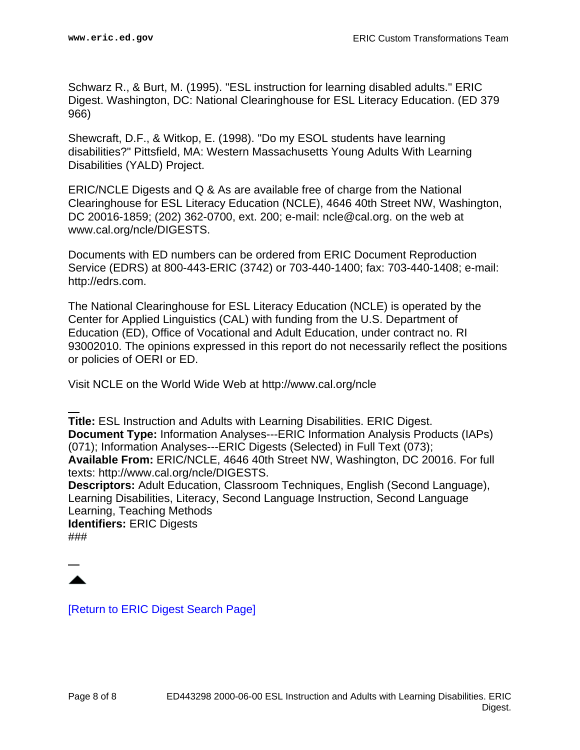Schwarz R., & Burt, M. (1995). "ESL instruction for learning disabled adults." ERIC Digest. Washington, DC: National Clearinghouse for ESL Literacy Education. (ED 379 966)

Shewcraft, D.F., & Witkop, E. (1998). "Do my ESOL students have learning disabilities?" Pittsfield, MA: Western Massachusetts Young Adults With Learning Disabilities (YALD) Project.

ERIC/NCLE Digests and Q & As are available free of charge from the National Clearinghouse for ESL Literacy Education (NCLE), 4646 40th Street NW, Washington, DC 20016-1859; (202) 362-0700, ext. 200; e-mail: ncle@cal.org. on the web at www.cal.org/ncle/DIGESTS.

Documents with ED numbers can be ordered from ERIC Document Reproduction Service (EDRS) at 800-443-ERIC (3742) or 703-440-1400; fax: 703-440-1408; e-mail: http://edrs.com.

The National Clearinghouse for ESL Literacy Education (NCLE) is operated by the Center for Applied Linguistics (CAL) with funding from the U.S. Department of Education (ED), Office of Vocational and Adult Education, under contract no. RI 93002010. The opinions expressed in this report do not necessarily reflect the positions or policies of OERI or ED.

Visit NCLE on the World Wide Web at http://www.cal.org/ncle

---

**Title:** ESL Instruction and Adults with Learning Disabilities. ERIC Digest.
**Document Type:** Information Analyses---ERIC Information Analysis Products (IAPs) (071); Information Analyses---ERIC Digests (Selected) in Full Text (073);
**Available From:** ERIC/NCLE, 4646 40th Street NW, Washington, DC 20016. For full texts: http://www.cal.org/ncle/DIGESTS.
**Descriptors:** Adult Education, Classroom Techniques, English (Second Language), Learning Disabilities, Literacy, Second Language Instruction, Second Language Learning, Teaching Methods
**Identifiers:** ERIC Digests
###

---

[Return to ERIC Digest Search Page]